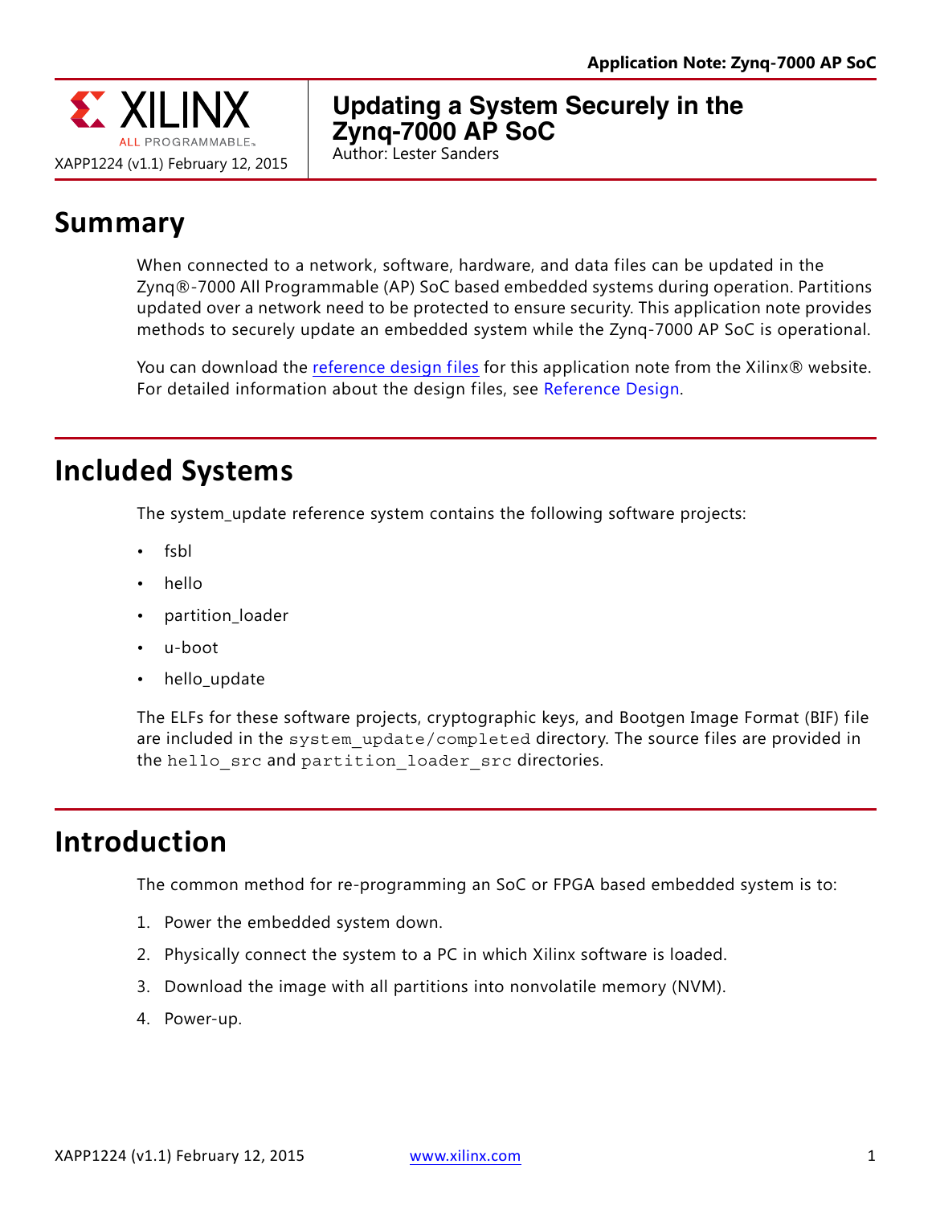# Updating a System Securely in the Zynq-7000 AP SoC

Application Note: Zynq-7000 AP SoC

XAPP1224 (v1.1) February 12, 2015

Author: Lester Sanders

## Summary

When connected to a network, software, hardware, and data files can be updated in the Zynq®-7000 All Programmable (AP) SoC based embedded systems during operation. Partitions updated over a network need to be protected to ensure security. This application note provides methods to securely update an embedded system while the Zynq-7000 AP SoC is operational.

You can download the reference design files for this application note from the Xilinx® website. For detailed information about the design files, see Reference Design.

## Included Systems

The system_update reference system contains the following software projects:

- fsbl
- hello
- partition_loader
- u-boot
- hello_update

The ELFs for these software projects, cryptographic keys, and Bootgen Image Format (BIF) file are included in the `system_update/completed` directory. The source files are provided in the `hello_src` and `partition_loader_src` directories.

## Introduction

The common method for re-programming an SoC or FPGA based embedded system is to:

1. Power the embedded system down.
2. Physically connect the system to a PC in which Xilinx software is loaded.
3. Download the image with all partitions into nonvolatile memory (NVM).
4. Power-up.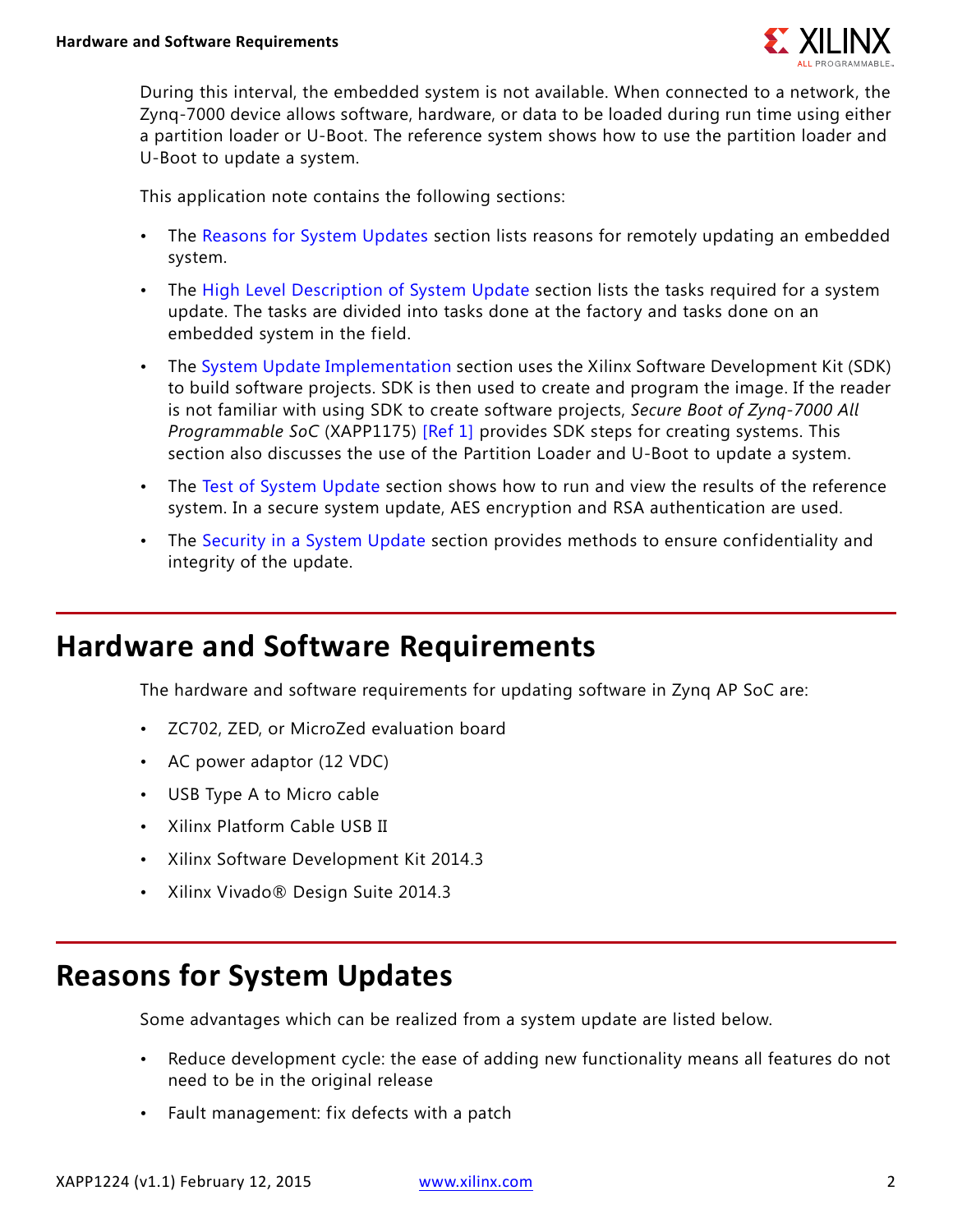During this interval, the embedded system is not available. When connected to a network, the Zynq-7000 device allows software, hardware, or data to be loaded during run time using either a partition loader or U-Boot. The reference system shows how to use the partition loader and U-Boot to update a system.

This application note contains the following sections:

- The Reasons for System Updates section lists reasons for remotely updating an embedded system.
- The High Level Description of System Update section lists the tasks required for a system update. The tasks are divided into tasks done at the factory and tasks done on an embedded system in the field.
- The System Update Implementation section uses the Xilinx Software Development Kit (SDK) to build software projects. SDK is then used to create and program the image. If the reader is not familiar with using SDK to create software projects, *Secure Boot of Zynq-7000 All Programmable SoC* (XAPP1175) [Ref 1] provides SDK steps for creating systems. This section also discusses the use of the Partition Loader and U-Boot to update a system.
- The Test of System Update section shows how to run and view the results of the reference system. In a secure system update, AES encryption and RSA authentication are used.
- The Security in a System Update section provides methods to ensure confidentiality and integrity of the update.

## Hardware and Software Requirements

The hardware and software requirements for updating software in Zynq AP SoC are:

- ZC702, ZED, or MicroZed evaluation board
- AC power adaptor (12 VDC)
- USB Type A to Micro cable
- Xilinx Platform Cable USB II
- Xilinx Software Development Kit 2014.3
- Xilinx Vivado® Design Suite 2014.3

## Reasons for System Updates

Some advantages which can be realized from a system update are listed below.

- Reduce development cycle: the ease of adding new functionality means all features do not need to be in the original release
- Fault management: fix defects with a patch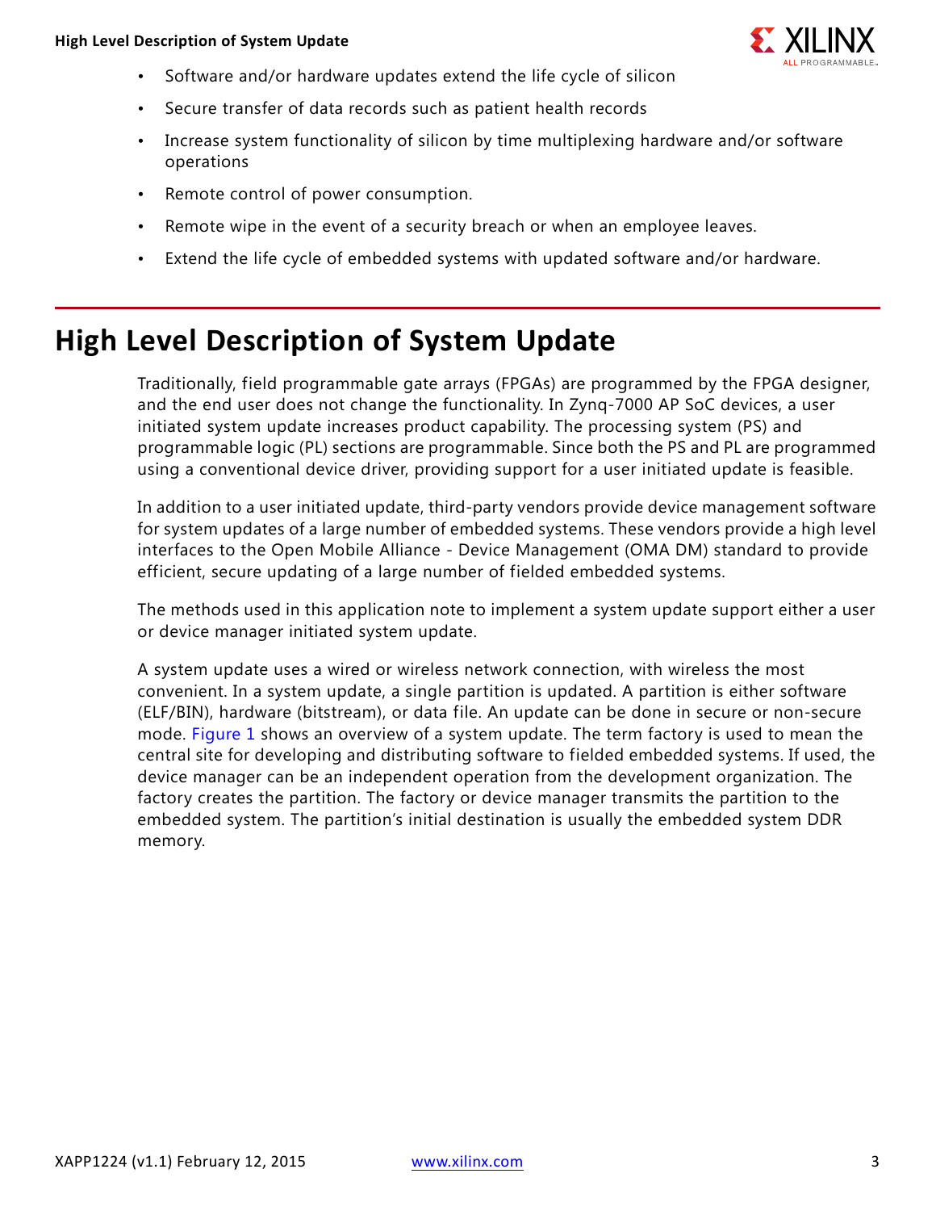- Software and/or hardware updates extend the life cycle of silicon
- Secure transfer of data records such as patient health records
- Increase system functionality of silicon by time multiplexing hardware and/or software operations
- Remote control of power consumption.
- Remote wipe in the event of a security breach or when an employee leaves.
- Extend the life cycle of embedded systems with updated software and/or hardware.

## High Level Description of System Update

Traditionally, field programmable gate arrays (FPGAs) are programmed by the FPGA designer, and the end user does not change the functionality. In Zynq-7000 AP SoC devices, a user initiated system update increases product capability. The processing system (PS) and programmable logic (PL) sections are programmable. Since both the PS and PL are programmed using a conventional device driver, providing support for a user initiated update is feasible.

In addition to a user initiated update, third-party vendors provide device management software for system updates of a large number of embedded systems. These vendors provide a high level interfaces to the Open Mobile Alliance - Device Management (OMA DM) standard to provide efficient, secure updating of a large number of fielded embedded systems.

The methods used in this application note to implement a system update support either a user or device manager initiated system update.

A system update uses a wired or wireless network connection, with wireless the most convenient. In a system update, a single partition is updated. A partition is either software (ELF/BIN), hardware (bitstream), or data file. An update can be done in secure or non-secure mode. Figure 1 shows an overview of a system update. The term factory is used to mean the central site for developing and distributing software to fielded embedded systems. If used, the device manager can be an independent operation from the development organization. The factory creates the partition. The factory or device manager transmits the partition to the embedded system. The partition's initial destination is usually the embedded system DDR memory.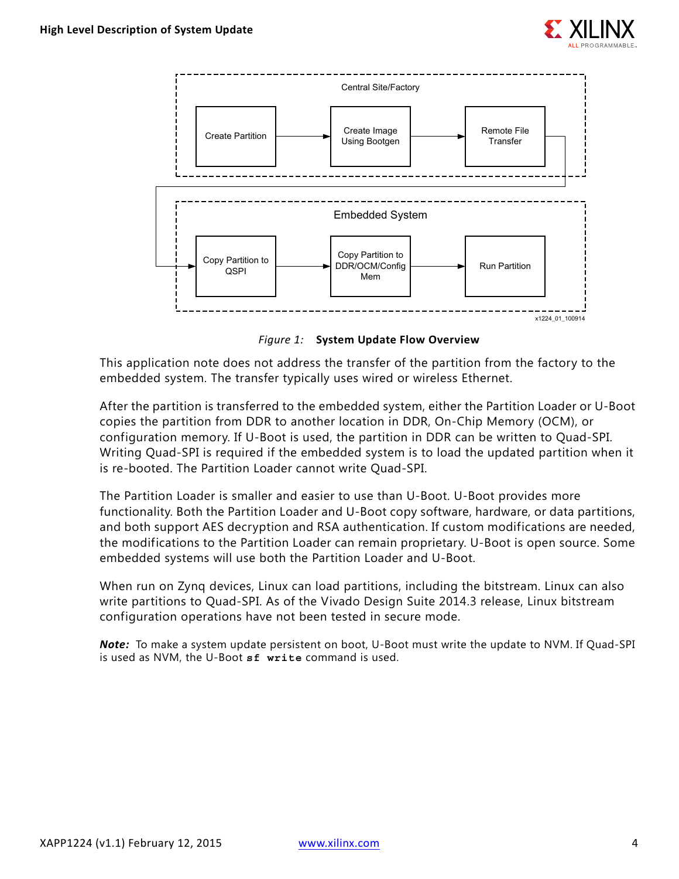Figure 1: **System Update Flow Overview**

This application note does not address the transfer of the partition from the factory to the embedded system. The transfer typically uses wired or wireless Ethernet.

After the partition is transferred to the embedded system, either the Partition Loader or U-Boot copies the partition from DDR to another location in DDR, On-Chip Memory (OCM), or configuration memory. If U-Boot is used, the partition in DDR can be written to Quad-SPI. Writing Quad-SPI is required if the embedded system is to load the updated partition when it is re-booted. The Partition Loader cannot write Quad-SPI.

The Partition Loader is smaller and easier to use than U-Boot. U-Boot provides more functionality. Both the Partition Loader and U-Boot copy software, hardware, or data partitions, and both support AES decryption and RSA authentication. If custom modifications are needed, the modifications to the Partition Loader can remain proprietary. U-Boot is open source. Some embedded systems will use both the Partition Loader and U-Boot.

When run on Zynq devices, Linux can load partitions, including the bitstream. Linux can also write partitions to Quad-SPI. As of the Vivado Design Suite 2014.3 release, Linux bitstream configuration operations have not been tested in secure mode.

***Note:*** To make a system update persistent on boot, U-Boot must write the update to NVM. If Quad-SPI is used as NVM, the U-Boot **`sf write`** command is used.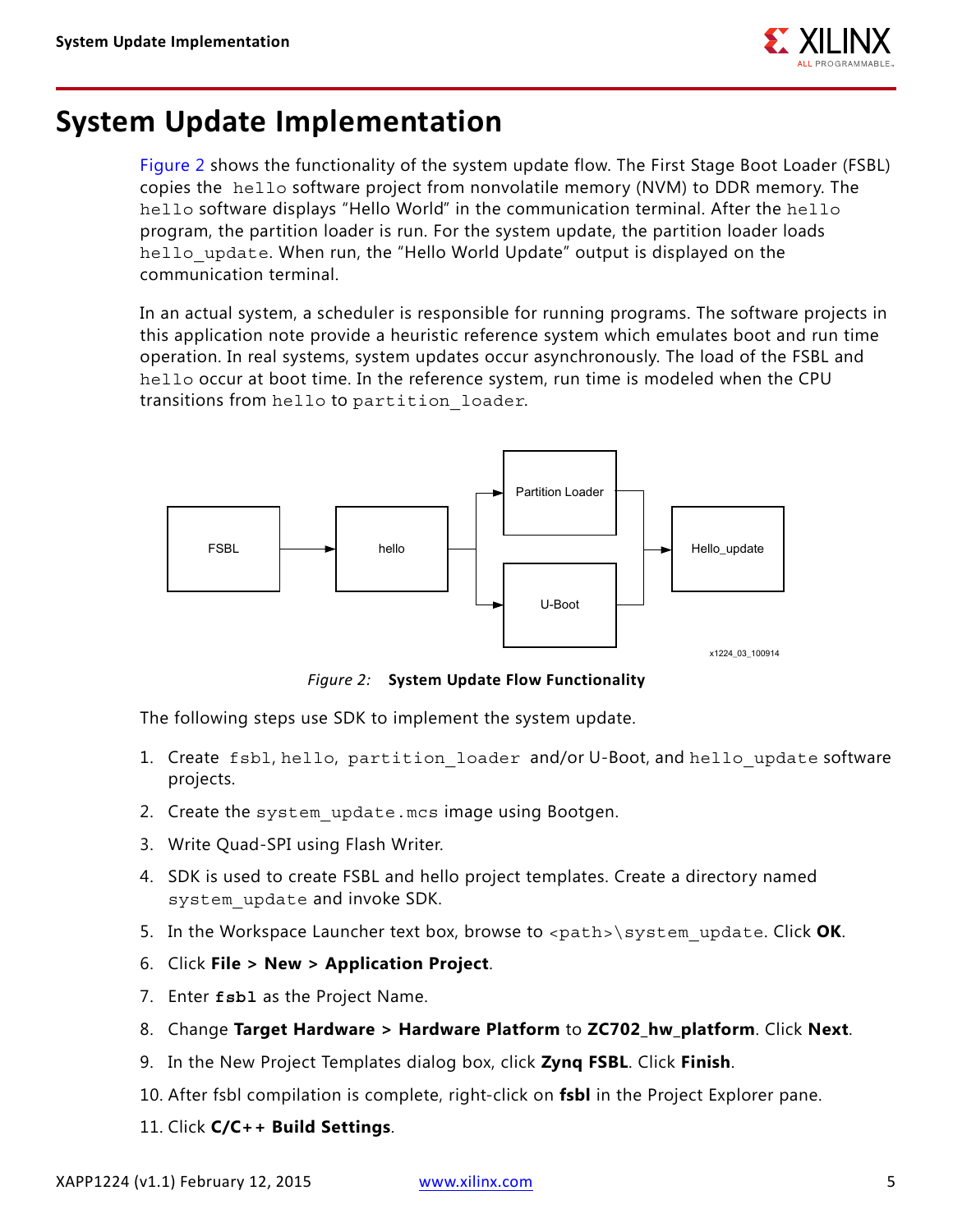# System Update Implementation

Figure 2 shows the functionality of the system update flow. The First Stage Boot Loader (FSBL) copies the `hello` software project from nonvolatile memory (NVM) to DDR memory. The `hello` software displays "Hello World" in the communication terminal. After the `hello` program, the partition loader is run. For the system update, the partition loader loads `hello_update`. When run, the "Hello World Update" output is displayed on the communication terminal.

In an actual system, a scheduler is responsible for running programs. The software projects in this application note provide a heuristic reference system which emulates boot and run time operation. In real systems, system updates occur asynchronously. The load of the FSBL and `hello` occur at boot time. In the reference system, run time is modeled when the CPU transitions from `hello` to `partition_loader`.

*Figure 2:* **System Update Flow Functionality**

The following steps use SDK to implement the system update.

1. Create `fsbl`, `hello`, `partition_loader` and/or U-Boot, and `hello_update` software projects.
2. Create the `system_update.mcs` image using Bootgen.
3. Write Quad-SPI using Flash Writer.
4. SDK is used to create FSBL and hello project templates. Create a directory named `system_update` and invoke SDK.
5. In the Workspace Launcher text box, browse to `<path>\system_update`. Click **OK**.
6. Click **File > New > Application Project**.
7. Enter **`fsbl`** as the Project Name.
8. Change **Target Hardware > Hardware Platform** to **ZC702_hw_platform**. Click **Next**.
9. In the New Project Templates dialog box, click **Zynq FSBL**. Click **Finish**.
10. After fsbl compilation is complete, right-click on **fsbl** in the Project Explorer pane.
11. Click **C/C++ Build Settings**.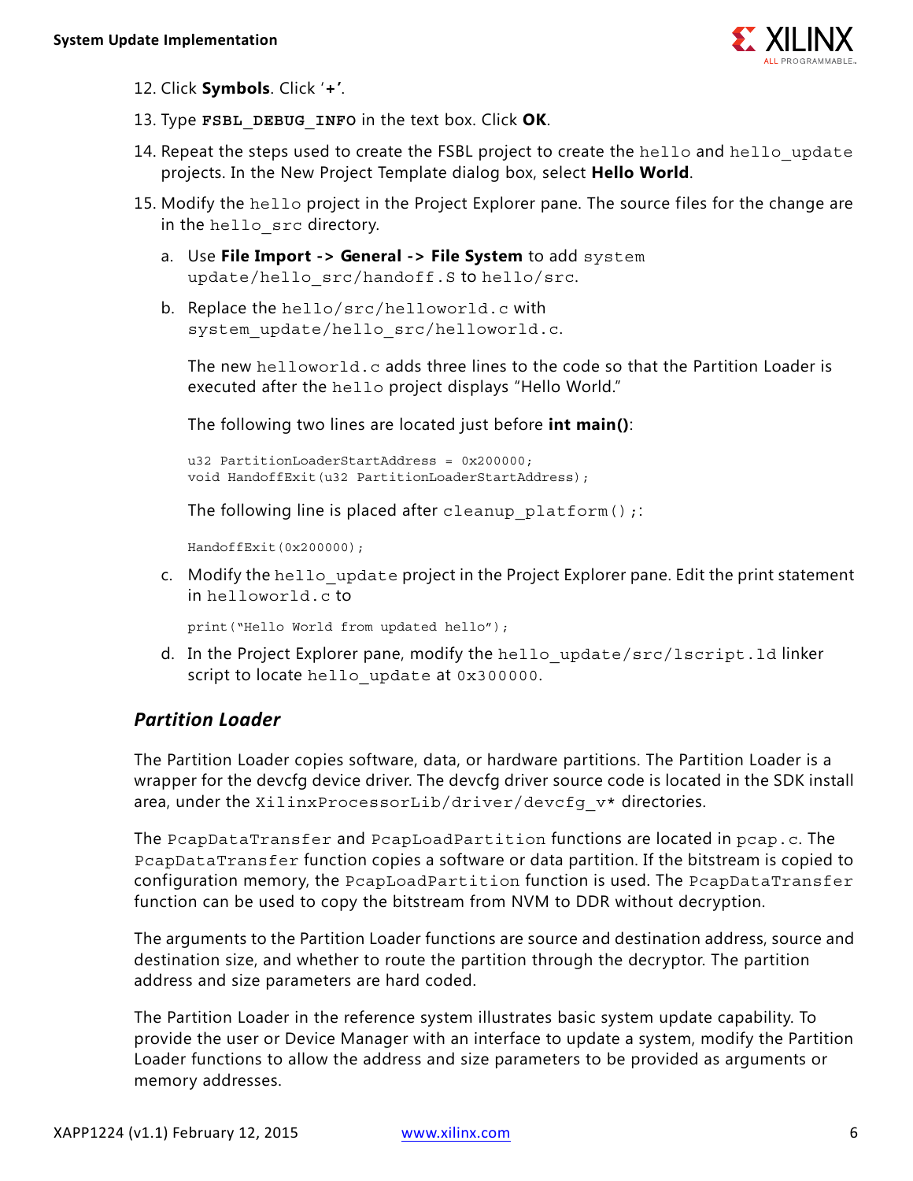12. Click **Symbols**. Click '**+**'.
13. Type **FSBL_DEBUG_INFO** in the text box. Click **OK**.
14. Repeat the steps used to create the FSBL project to create the hello and hello_update projects. In the New Project Template dialog box, select **Hello World**.
15. Modify the hello project in the Project Explorer pane. The source files for the change are in the hello_src directory.
    a. Use **File Import -> General -> File System** to add system update/hello_src/handoff.S to hello/src.
    b. Replace the hello/src/helloworld.c with system_update/hello_src/helloworld.c.

       The new helloworld.c adds three lines to the code so that the Partition Loader is executed after the hello project displays "Hello World."

       The following two lines are located just before **int main()**:

       ```
       u32 PartitionLoaderStartAddress = 0x200000;
       void HandoffExit(u32 PartitionLoaderStartAddress);
       ```

       The following line is placed after cleanup_platform();:

       ```
       HandoffExit(0x200000);
       ```

    c. Modify the hello_update project in the Project Explorer pane. Edit the print statement in helloworld.c to

       ```
       print("Hello World from updated hello");
       ```

    d. In the Project Explorer pane, modify the hello_update/src/lscript.ld linker script to locate hello_update at 0x300000.

### *Partition Loader*

The Partition Loader copies software, data, or hardware partitions. The Partition Loader is a wrapper for the devcfg device driver. The devcfg driver source code is located in the SDK install area, under the XilinxProcessorLib/driver/devcfg_v* directories.

The PcapDataTransfer and PcapLoadPartition functions are located in pcap.c. The PcapDataTransfer function copies a software or data partition. If the bitstream is copied to configuration memory, the PcapLoadPartition function is used. The PcapDataTransfer function can be used to copy the bitstream from NVM to DDR without decryption.

The arguments to the Partition Loader functions are source and destination address, source and destination size, and whether to route the partition through the decryptor. The partition address and size parameters are hard coded.

The Partition Loader in the reference system illustrates basic system update capability. To provide the user or Device Manager with an interface to update a system, modify the Partition Loader functions to allow the address and size parameters to be provided as arguments or memory addresses.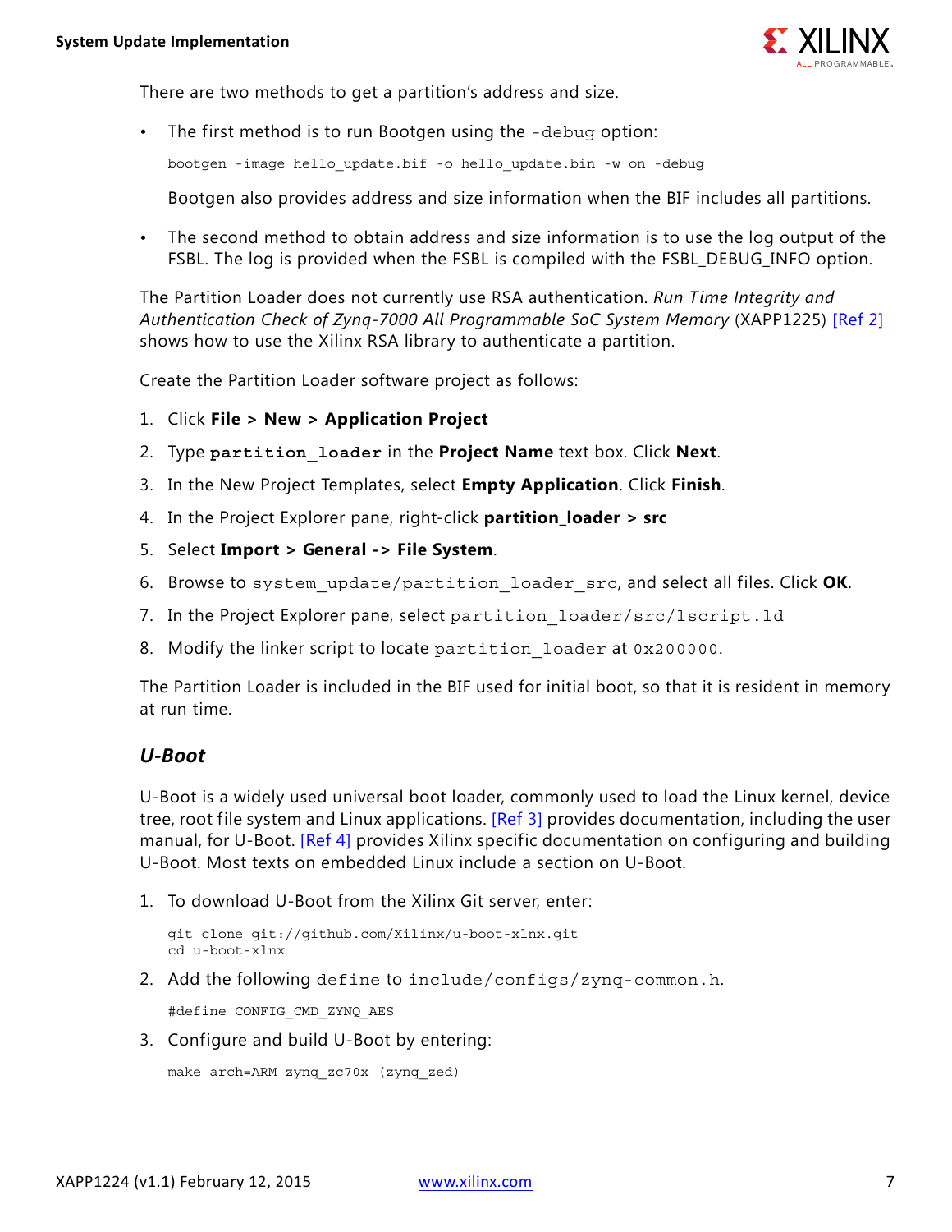There are two methods to get a partition's address and size.

- The first method is to run Bootgen using the `-debug` option:

  ```
  bootgen -image hello_update.bif -o hello_update.bin -w on -debug
  ```

  Bootgen also provides address and size information when the BIF includes all partitions.

- The second method to obtain address and size information is to use the log output of the FSBL. The log is provided when the FSBL is compiled with the FSBL_DEBUG_INFO option.

The Partition Loader does not currently use RSA authentication. *Run Time Integrity and Authentication Check of Zynq-7000 All Programmable SoC System Memory* (XAPP1225) [Ref 2] shows how to use the Xilinx RSA library to authenticate a partition.

Create the Partition Loader software project as follows:

1. Click **File > New > Application Project**
2. Type **`partition_loader`** in the **Project Name** text box. Click **Next**.
3. In the New Project Templates, select **Empty Application**. Click **Finish**.
4. In the Project Explorer pane, right-click **partition_loader > src**
5. Select **Import > General -> File System**.
6. Browse to `system_update/partition_loader_src`, and select all files. Click **OK**.
7. In the Project Explorer pane, select `partition_loader/src/lscript.ld`
8. Modify the linker script to locate `partition_loader` at `0x200000`.

The Partition Loader is included in the BIF used for initial boot, so that it is resident in memory at run time.

### *U-Boot*

U-Boot is a widely used universal boot loader, commonly used to load the Linux kernel, device tree, root file system and Linux applications. [Ref 3] provides documentation, including the user manual, for U-Boot. [Ref 4] provides Xilinx specific documentation on configuring and building U-Boot. Most texts on embedded Linux include a section on U-Boot.

1. To download U-Boot from the Xilinx Git server, enter:

   ```
   git clone git://github.com/Xilinx/u-boot-xlnx.git
   cd u-boot-xlnx
   ```

2. Add the following `define` to `include/configs/zynq-common.h`.

   ```
   #define CONFIG_CMD_ZYNQ_AES
   ```

3. Configure and build U-Boot by entering:

   ```
   make arch=ARM zynq_zc70x (zynq_zed)
   ```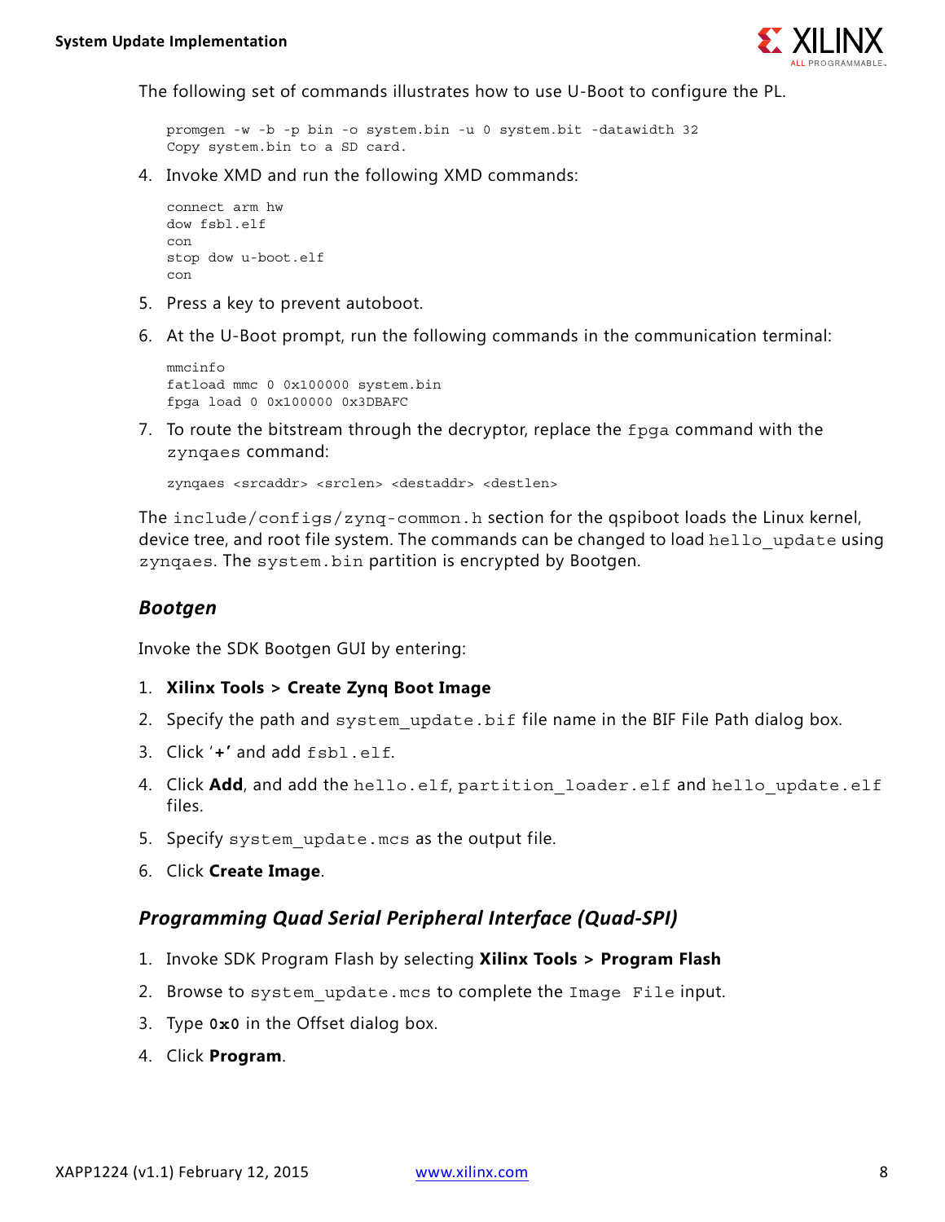The following set of commands illustrates how to use U-Boot to configure the PL.

```
promgen -w -b -p bin -o system.bin -u 0 system.bit -datawidth 32
Copy system.bin to a SD card.
```

4. Invoke XMD and run the following XMD commands:

```
connect arm hw
dow fsbl.elf
con
stop dow u-boot.elf
con
```

5. Press a key to prevent autoboot.
6. At the U-Boot prompt, run the following commands in the communication terminal:

```
mmcinfo
fatload mmc 0 0x100000 system.bin
fpga load 0 0x100000 0x3DBAFC
```

7. To route the bitstream through the decryptor, replace the `fpga` command with the `zynqaes` command:

```
zynqaes <srcaddr> <srclen> <destaddr> <destlen>
```

The `include/configs/zynq-common.h` section for the qspiboot loads the Linux kernel, device tree, and root file system. The commands can be changed to load `hello_update` using `zynqaes`. The `system.bin` partition is encrypted by Bootgen.

### *Bootgen*

Invoke the SDK Bootgen GUI by entering:

1. **Xilinx Tools > Create Zynq Boot Image**
2. Specify the path and `system_update.bif` file name in the BIF File Path dialog box.
3. Click '**+**' and add `fsbl.elf`.
4. Click **Add**, and add the `hello.elf`, `partition_loader.elf` and `hello_update.elf` files.
5. Specify `system_update.mcs` as the output file.
6. Click **Create Image**.

### *Programming Quad Serial Peripheral Interface (Quad-SPI)*

1. Invoke SDK Program Flash by selecting **Xilinx Tools > Program Flash**
2. Browse to `system_update.mcs` to complete the `Image File` input.
3. Type **`0x0`** in the Offset dialog box.
4. Click **Program**.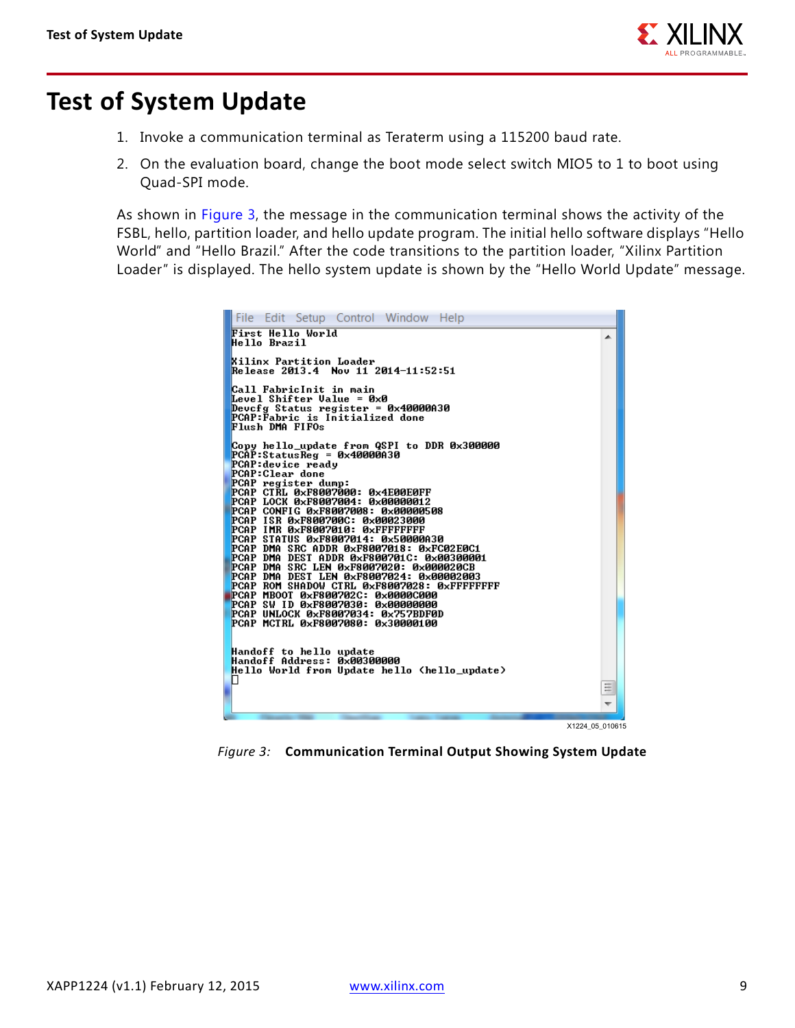# Test of System Update

1. Invoke a communication terminal as Teraterm using a 115200 baud rate.
2. On the evaluation board, change the boot mode select switch MIO5 to 1 to boot using Quad-SPI mode.

As shown in Figure 3, the message in the communication terminal shows the activity of the FSBL, hello, partition loader, and hello update program. The initial hello software displays “Hello World” and “Hello Brazil.” After the code transitions to the partition loader, “Xilinx Partition Loader” is displayed. The hello system update is shown by the “Hello World Update” message.

```
First Hello World
Hello Brazil

Xilinx Partition Loader
Release 2013.4  Nov 11 2014-11:52:51

Call FabricInit in main
Level Shifter Value = 0x0
Devcfg Status register = 0x40000A30
PCAP:Fabric is Initialized done
Flush DMA FIFOs

Copy hello_update from QSPI to DDR 0x300000
PCAP:StatusReg = 0x40000A30
PCAP:device ready
PCAP:Clear done
PCAP register dump:
PCAP CTRL 0xF8007000: 0x4E00E0FF
PCAP LOCK 0xF8007004: 0x00000012
PCAP CONFIG 0xF8007008: 0x00000508
PCAP ISR 0xF800700C: 0x00023000
PCAP IMR 0xF8007010: 0xFFFFFFFF
PCAP STATUS 0xF8007014: 0x50000A30
PCAP DMA SRC ADDR 0xF8007018: 0xFC02E0C1
PCAP DMA DEST ADDR 0xF800701C: 0x00300001
PCAP DMA SRC LEN 0xF8007020: 0x000020CB
PCAP DMA DEST LEN 0xF8007024: 0x00002003
PCAP ROM SHADOW CTRL 0xF8007028: 0xFFFFFFFF
PCAP MBOOT 0xF800702C: 0x0000C000
PCAP SW ID 0xF8007030: 0x00000000
PCAP UNLOCK 0xF8007034: 0x757BDF0D
PCAP MCTRL 0xF8007080: 0x30000100


Handoff to hello update
Handoff Address: 0x00300000
Hello World from Update hello (hello_update)
```

X1224_05_010615

*Figure 3:* **Communication Terminal Output Showing System Update**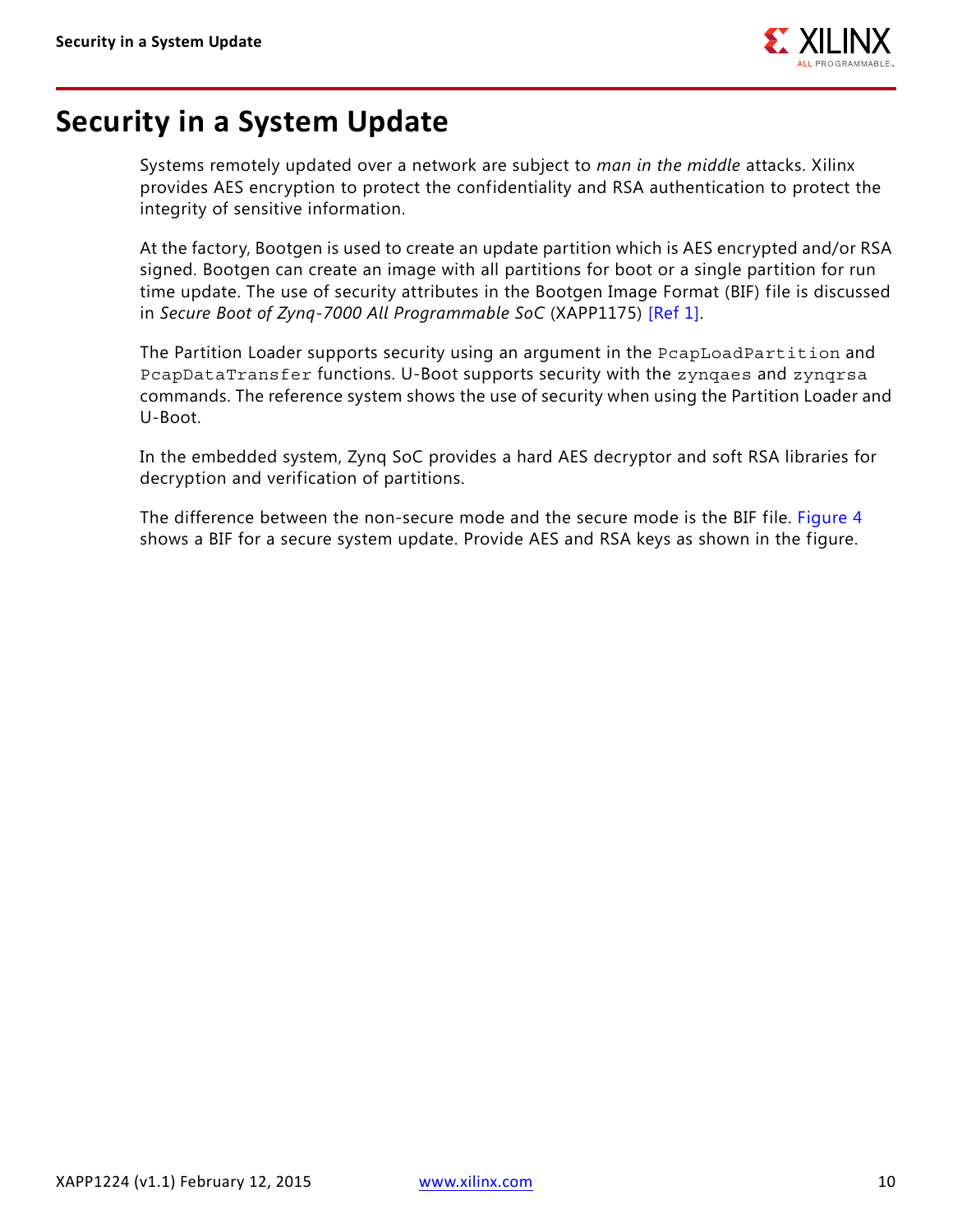# Security in a System Update

Systems remotely updated over a network are subject to *man in the middle* attacks. Xilinx provides AES encryption to protect the confidentiality and RSA authentication to protect the integrity of sensitive information.

At the factory, Bootgen is used to create an update partition which is AES encrypted and/or RSA signed. Bootgen can create an image with all partitions for boot or a single partition for run time update. The use of security attributes in the Bootgen Image Format (BIF) file is discussed in *Secure Boot of Zynq-7000 All Programmable SoC* (XAPP1175) [Ref 1].

The Partition Loader supports security using an argument in the `PcapLoadPartition` and `PcapDataTransfer` functions. U-Boot supports security with the `zynqaes` and `zynqrsa` commands. The reference system shows the use of security when using the Partition Loader and U-Boot.

In the embedded system, Zynq SoC provides a hard AES decryptor and soft RSA libraries for decryption and verification of partitions.

The difference between the non-secure mode and the secure mode is the BIF file. Figure 4 shows a BIF for a secure system update. Provide AES and RSA keys as shown in the figure.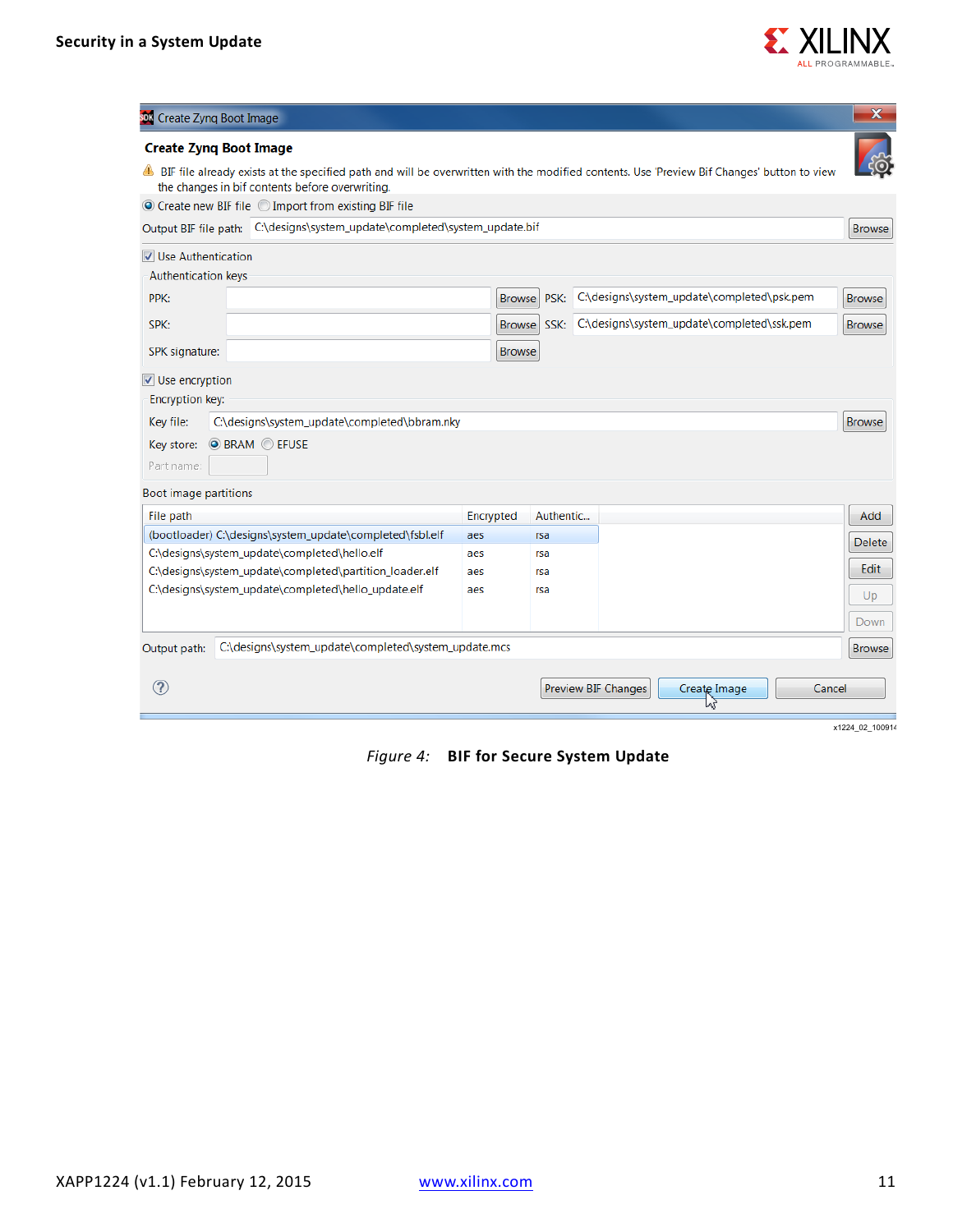Create Zynq Boot Image

**Create Zynq Boot Image**

BIF file already exists at the specified path and will be overwritten with the modified contents. Use 'Preview Bif Changes' button to view the changes in bif contents before overwriting.

Create new BIF file | Import from existing BIF file

Output BIF file path: C:\designs\system_update\completed\system_update.bif

Use Authentication

Authentication keys

PPK: | PSK: C:\designs\system_update\completed\psk.pem

SPK: | SSK: C:\designs\system_update\completed\ssk.pem

SPK signature:

Use encryption

Encryption key:

Key file: C:\designs\system_update\completed\bbram.nky

Key store: BRAM | EFUSE

Part name:

Boot image partitions

| File path | Encrypted | Authentic... |
|---|---|---|
| (bootloader) C:\designs\system_update\completed\fsbl.elf | aes | rsa |
| C:\designs\system_update\completed\hello.elf | aes | rsa |
| C:\designs\system_update\completed\partition_loader.elf | aes | rsa |
| C:\designs\system_update\completed\hello_update.elf | aes | rsa |

Output path: C:\designs\system_update\completed\system_update.mcs

Preview BIF Changes | Create Image | Cancel

x1224_02_100914

*Figure 4:* **BIF for Secure System Update**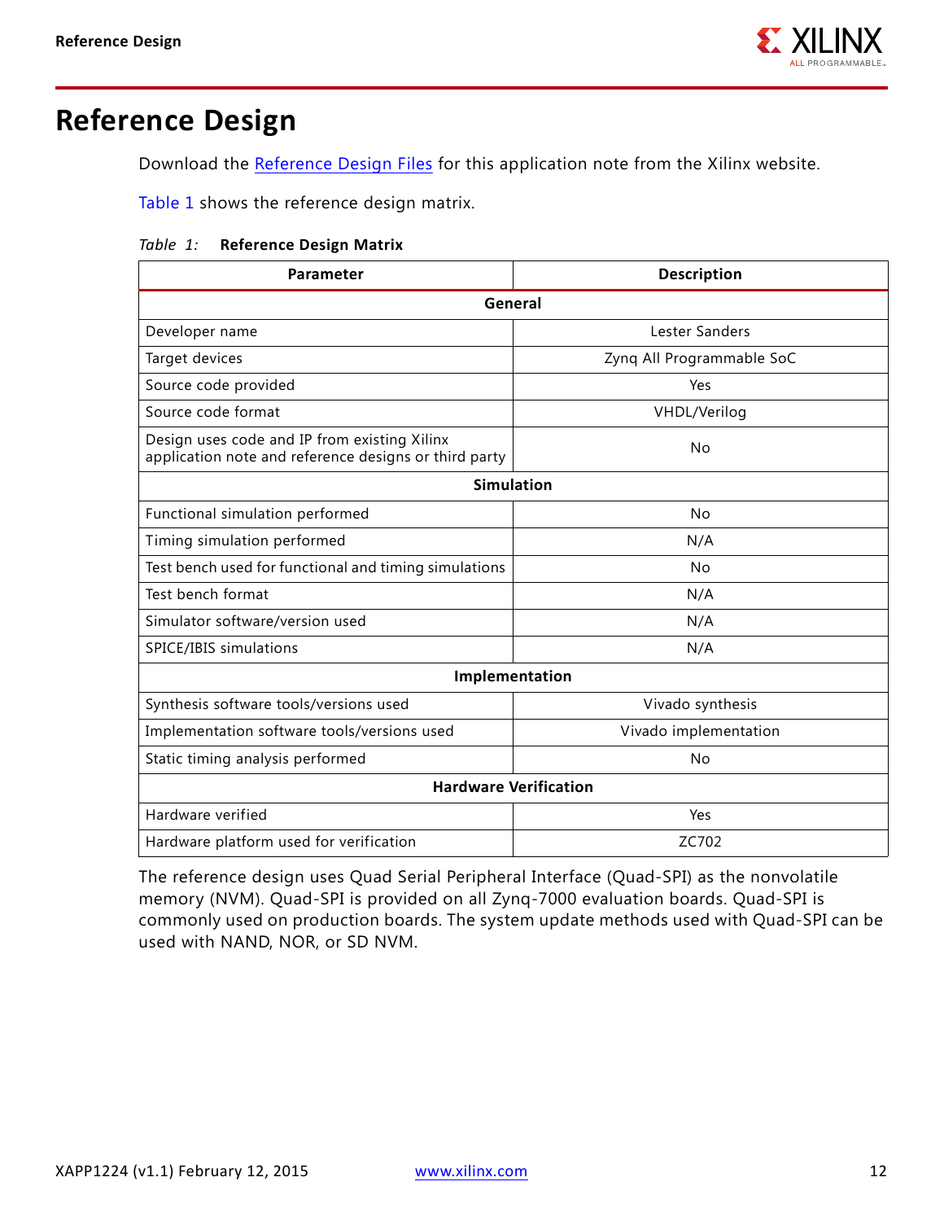# Reference Design

Download the Reference Design Files for this application note from the Xilinx website.

Table 1 shows the reference design matrix.

*Table 1:* **Reference Design Matrix**

| Parameter | Description |
|---|---|
| **General** | |
| Developer name | Lester Sanders |
| Target devices | Zynq All Programmable SoC |
| Source code provided | Yes |
| Source code format | VHDL/Verilog |
| Design uses code and IP from existing Xilinx application note and reference designs or third party | No |
| **Simulation** | |
| Functional simulation performed | No |
| Timing simulation performed | N/A |
| Test bench used for functional and timing simulations | No |
| Test bench format | N/A |
| Simulator software/version used | N/A |
| SPICE/IBIS simulations | N/A |
| **Implementation** | |
| Synthesis software tools/versions used | Vivado synthesis |
| Implementation software tools/versions used | Vivado implementation |
| Static timing analysis performed | No |
| **Hardware Verification** | |
| Hardware verified | Yes |
| Hardware platform used for verification | ZC702 |

The reference design uses Quad Serial Peripheral Interface (Quad-SPI) as the nonvolatile memory (NVM). Quad-SPI is provided on all Zynq-7000 evaluation boards. Quad-SPI is commonly used on production boards. The system update methods used with Quad-SPI can be used with NAND, NOR, or SD NVM.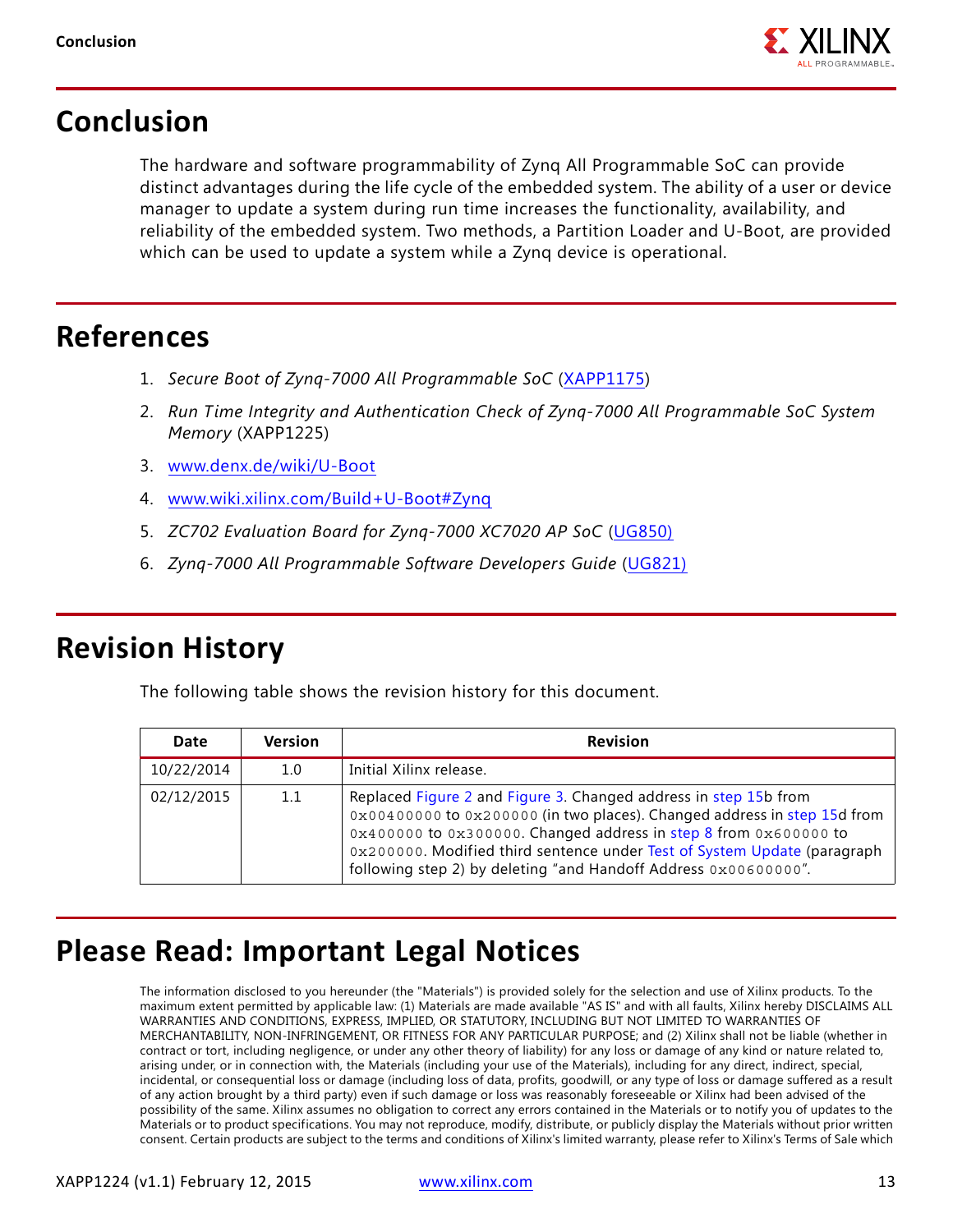# Conclusion

The hardware and software programmability of Zynq All Programmable SoC can provide distinct advantages during the life cycle of the embedded system. The ability of a user or device manager to update a system during run time increases the functionality, availability, and reliability of the embedded system. Two methods, a Partition Loader and U-Boot, are provided which can be used to update a system while a Zynq device is operational.

# References

1. *Secure Boot of Zynq-7000 All Programmable SoC* (XAPP1175)
2. *Run Time Integrity and Authentication Check of Zynq-7000 All Programmable SoC System Memory* (XAPP1225)
3. www.denx.de/wiki/U-Boot
4. www.wiki.xilinx.com/Build+U-Boot#Zynq
5. *ZC702 Evaluation Board for Zynq-7000 XC7020 AP SoC* (UG850)
6. *Zynq-7000 All Programmable Software Developers Guide* (UG821)

# Revision History

The following table shows the revision history for this document.

| Date | Version | Revision |
|---|---|---|
| 10/22/2014 | 1.0 | Initial Xilinx release. |
| 02/12/2015 | 1.1 | Replaced Figure 2 and Figure 3. Changed address in step 15b from `0x00400000` to `0x200000` (in two places). Changed address in step 15d from `0x400000` to `0x300000`. Changed address in step 8 from `0x600000` to `0x200000`. Modified third sentence under Test of System Update (paragraph following step 2) by deleting "and Handoff Address `0x00600000`". |

# Please Read: Important Legal Notices

The information disclosed to you hereunder (the "Materials") is provided solely for the selection and use of Xilinx products. To the maximum extent permitted by applicable law: (1) Materials are made available "AS IS" and with all faults, Xilinx hereby DISCLAIMS ALL WARRANTIES AND CONDITIONS, EXPRESS, IMPLIED, OR STATUTORY, INCLUDING BUT NOT LIMITED TO WARRANTIES OF MERCHANTABILITY, NON-INFRINGEMENT, OR FITNESS FOR ANY PARTICULAR PURPOSE; and (2) Xilinx shall not be liable (whether in contract or tort, including negligence, or under any other theory of liability) for any loss or damage of any kind or nature related to, arising under, or in connection with, the Materials (including your use of the Materials), including for any direct, indirect, special, incidental, or consequential loss or damage (including loss of data, profits, goodwill, or any type of loss or damage suffered as a result of any action brought by a third party) even if such damage or loss was reasonably foreseeable or Xilinx had been advised of the possibility of the same. Xilinx assumes no obligation to correct any errors contained in the Materials or to notify you of updates to the Materials or to product specifications. You may not reproduce, modify, distribute, or publicly display the Materials without prior written consent. Certain products are subject to the terms and conditions of Xilinx's limited warranty, please refer to Xilinx's Terms of Sale which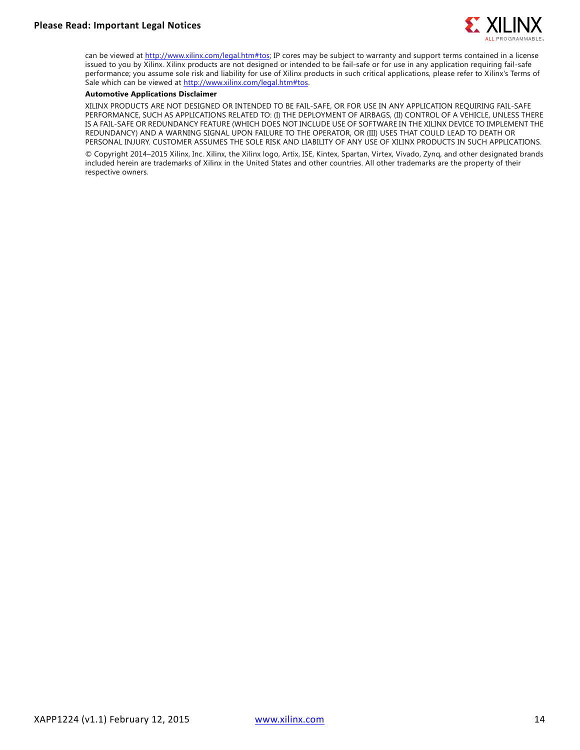can be viewed at http://www.xilinx.com/legal.htm#tos; IP cores may be subject to warranty and support terms contained in a license issued to you by Xilinx. Xilinx products are not designed or intended to be fail-safe or for use in any application requiring fail-safe performance; you assume sole risk and liability for use of Xilinx products in such critical applications, please refer to Xilinx's Terms of Sale which can be viewed at http://www.xilinx.com/legal.htm#tos.

**Automotive Applications Disclaimer**

XILINX PRODUCTS ARE NOT DESIGNED OR INTENDED TO BE FAIL-SAFE, OR FOR USE IN ANY APPLICATION REQUIRING FAIL-SAFE PERFORMANCE, SUCH AS APPLICATIONS RELATED TO: (I) THE DEPLOYMENT OF AIRBAGS, (II) CONTROL OF A VEHICLE, UNLESS THERE IS A FAIL-SAFE OR REDUNDANCY FEATURE (WHICH DOES NOT INCLUDE USE OF SOFTWARE IN THE XILINX DEVICE TO IMPLEMENT THE REDUNDANCY) AND A WARNING SIGNAL UPON FAILURE TO THE OPERATOR, OR (III) USES THAT COULD LEAD TO DEATH OR PERSONAL INJURY. CUSTOMER ASSUMES THE SOLE RISK AND LIABILITY OF ANY USE OF XILINX PRODUCTS IN SUCH APPLICATIONS.

© Copyright 2014–2015 Xilinx, Inc. Xilinx, the Xilinx logo, Artix, ISE, Kintex, Spartan, Virtex, Vivado, Zynq, and other designated brands included herein are trademarks of Xilinx in the United States and other countries. All other trademarks are the property of their respective owners.